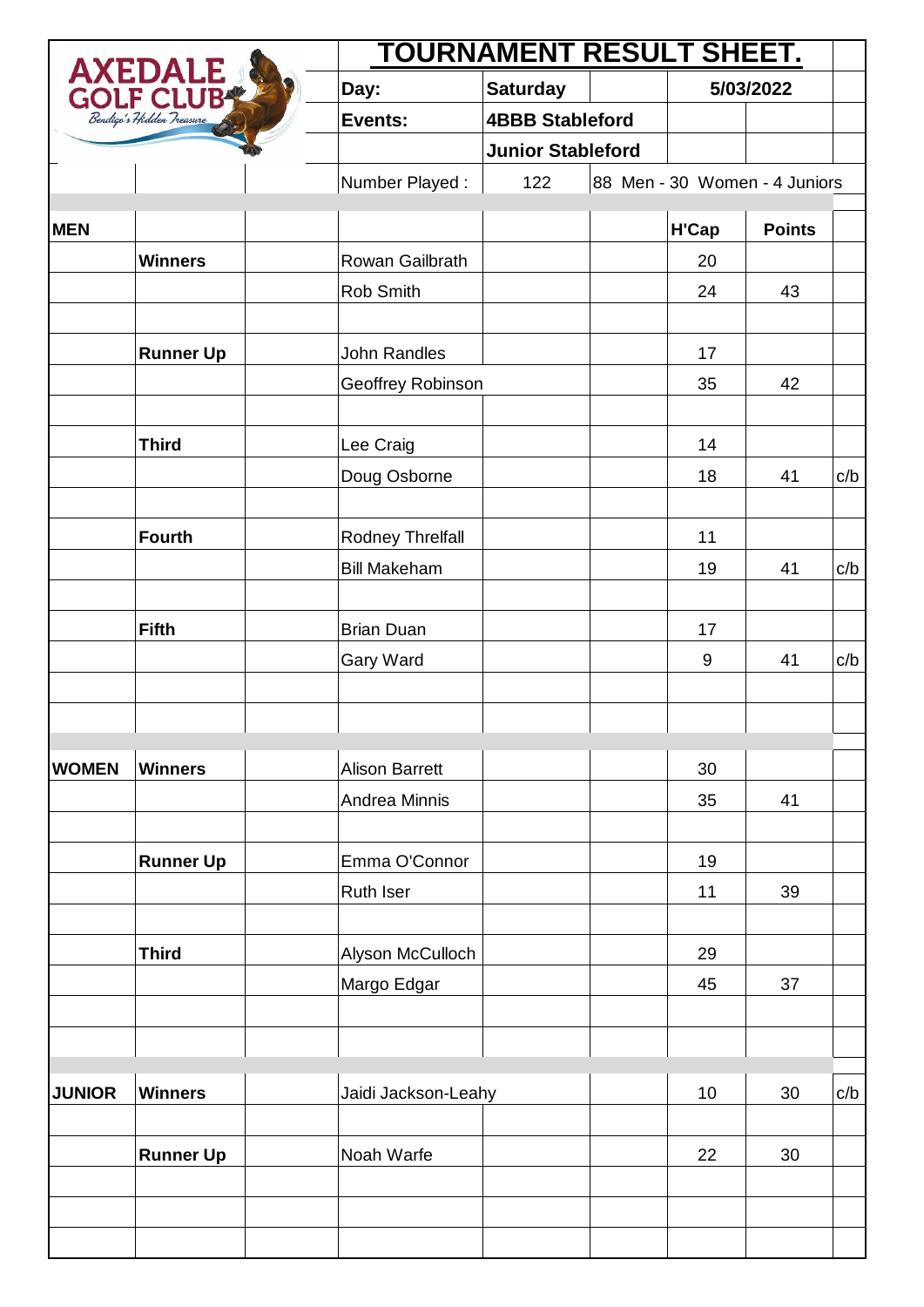# TOURNAMENT RESULT SHEET.

AXEDALE GOLF CLUB
*Bendigo's Hidden Treasure*

| | | |
|---|---|---|
| **Day:** | **Saturday** | **5/03/2022** |
| **Events:** | **4BBB Stableford** | |
| | **Junior Stableford** | |
| Number Played : | 122 | 88 Men - 30 Women - 4 Juniors |

| | | Name | H'Cap | Points | |
|---|---|---|---|---|---|
| **MEN** | | | **H'Cap** | **Points** | |
| | **Winners** | Rowan Gailbrath | 20 | | |
| | | Rob Smith | 24 | 43 | |
| | **Runner Up** | John Randles | 17 | | |
| | | Geoffrey Robinson | 35 | 42 | |
| | **Third** | Lee Craig | 14 | | |
| | | Doug Osborne | 18 | 41 | c/b |
| | **Fourth** | Rodney Threlfall | 11 | | |
| | | Bill Makeham | 19 | 41 | c/b |
| | **Fifth** | Brian Duan | 17 | | |
| | | Gary Ward | 9 | 41 | c/b |
| **WOMEN** | **Winners** | Alison Barrett | 30 | | |
| | | Andrea Minnis | 35 | 41 | |
| | **Runner Up** | Emma O'Connor | 19 | | |
| | | Ruth Iser | 11 | 39 | |
| | **Third** | Alyson McCulloch | 29 | | |
| | | Margo Edgar | 45 | 37 | |
| **JUNIOR** | **Winners** | Jaidi Jackson-Leahy | 10 | 30 | c/b |
| | **Runner Up** | Noah Warfe | 22 | 30 | |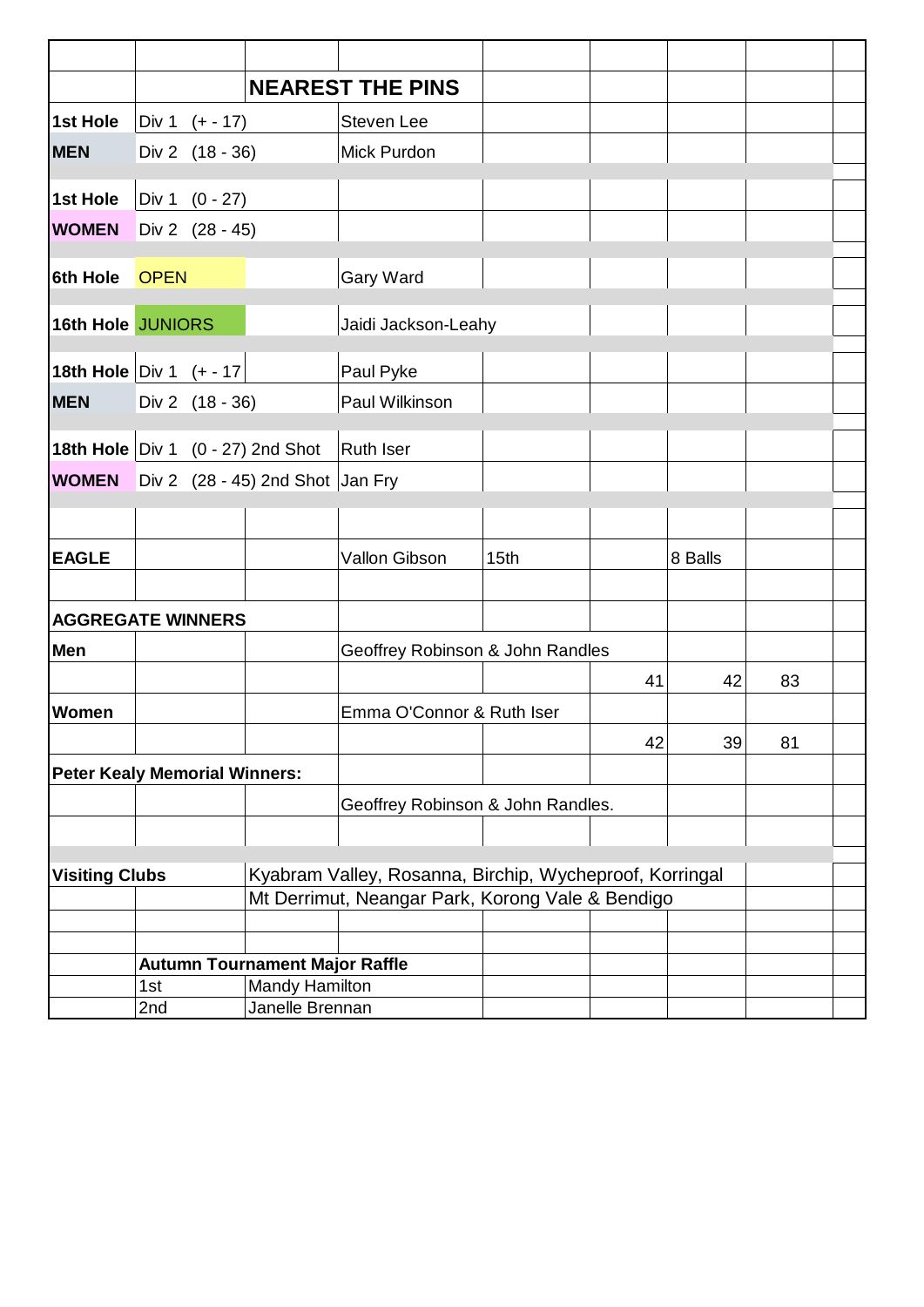## NEAREST THE PINS

| | | | | | | |
|---|---|---|---|---|---|---|
| **1st Hole** | Div 1 (+ - 17) | Steven Lee | | | | |
| **MEN** | Div 2 (18 - 36) | Mick Purdon | | | | |
| **1st Hole** | Div 1 (0 - 27) | | | | | |
| **WOMEN** | Div 2 (28 - 45) | | | | | |
| **6th Hole** | OPEN | Gary Ward | | | | |
| **16th Hole** | JUNIORS | Jaidi Jackson-Leahy | | | | |
| **18th Hole** | Div 1 (+ - 17 | Paul Pyke | | | | |
| **MEN** | Div 2 (18 - 36) | Paul Wilkinson | | | | |
| **18th Hole** | Div 1 (0 - 27) 2nd Shot | Ruth Iser | | | | |
| **WOMEN** | Div 2 (28 - 45) 2nd Shot | Jan Fry | | | | |
| **EAGLE** | | Vallon Gibson | 15th | | 8 Balls | |

**AGGREGATE WINNERS**

| | | | | |
|---|---|---|---|---|
| **Men** | Geoffrey Robinson & John Randles | | | |
| | | 41 | 42 | 83 |
| **Women** | Emma O'Connor & Ruth Iser | | | |
| | | 42 | 39 | 81 |

**Peter Kealy Memorial Winners:**

Geoffrey Robinson & John Randles.

**Visiting Clubs** Kyabram Valley, Rosanna, Birchip, Wycheproof, Korringal Mt Derrimut, Neangar Park, Korong Vale & Bendigo

**Autumn Tournament Major Raffle**

| | |
|---|---|
| 1st | Mandy Hamilton |
| 2nd | Janelle Brennan |